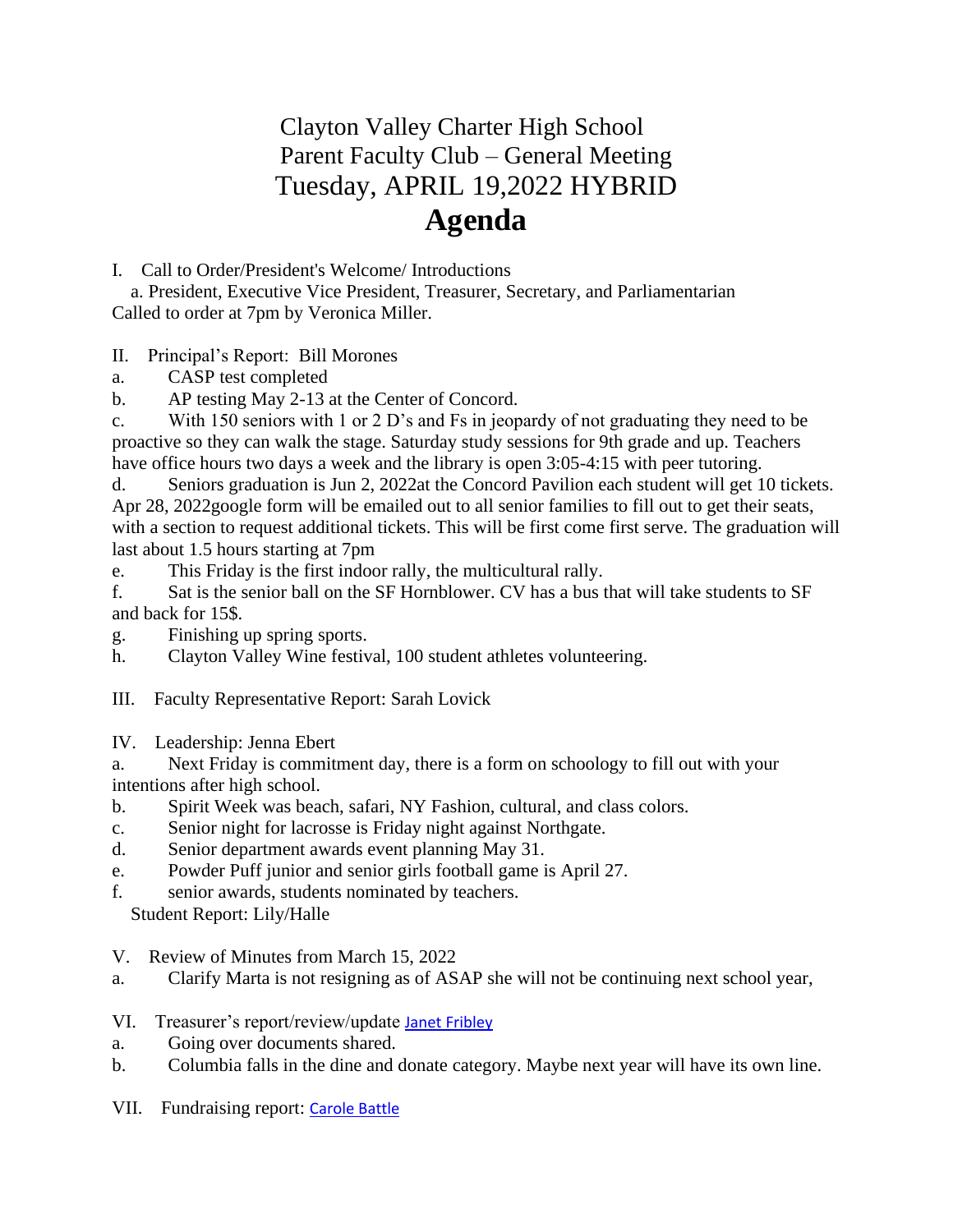# Clayton Valley Charter High School
## Parent Faculty Club – General Meeting
## Tuesday, APRIL 19,2022 HYBRID
# Agenda

I. Call to Order/President's Welcome/ Introductions

a. President, Executive Vice President, Treasurer, Secretary, and Parliamentarian

Called to order at 7pm by Veronica Miller.

II. Principal's Report: Bill Morones

a. CASP test completed

b. AP testing May 2-13 at the Center of Concord.

c. With 150 seniors with 1 or 2 D's and Fs in jeopardy of not graduating they need to be proactive so they can walk the stage. Saturday study sessions for 9th grade and up. Teachers have office hours two days a week and the library is open 3:05-4:15 with peer tutoring.

d. Seniors graduation is Jun 2, 2022at the Concord Pavilion each student will get 10 tickets. Apr 28, 2022google form will be emailed out to all senior families to fill out to get their seats, with a section to request additional tickets. This will be first come first serve. The graduation will last about 1.5 hours starting at 7pm

e. This Friday is the first indoor rally, the multicultural rally.

f. Sat is the senior ball on the SF Hornblower. CV has a bus that will take students to SF and back for 15$.

g. Finishing up spring sports.

h. Clayton Valley Wine festival, 100 student athletes volunteering.

III. Faculty Representative Report: Sarah Lovick

IV. Leadership: Jenna Ebert

a. Next Friday is commitment day, there is a form on schoology to fill out with your intentions after high school.

b. Spirit Week was beach, safari, NY Fashion, cultural, and class colors.

c. Senior night for lacrosse is Friday night against Northgate.

d. Senior department awards event planning May 31.

e. Powder Puff junior and senior girls football game is April 27.

f. senior awards, students nominated by teachers.

Student Report: Lily/Halle

V. Review of Minutes from March 15, 2022

a. Clarify Marta is not resigning as of ASAP she will not be continuing next school year,

VI. Treasurer's report/review/update Janet Fribley

a. Going over documents shared.

b. Columbia falls in the dine and donate category. Maybe next year will have its own line.

VII. Fundraising report: Carole Battle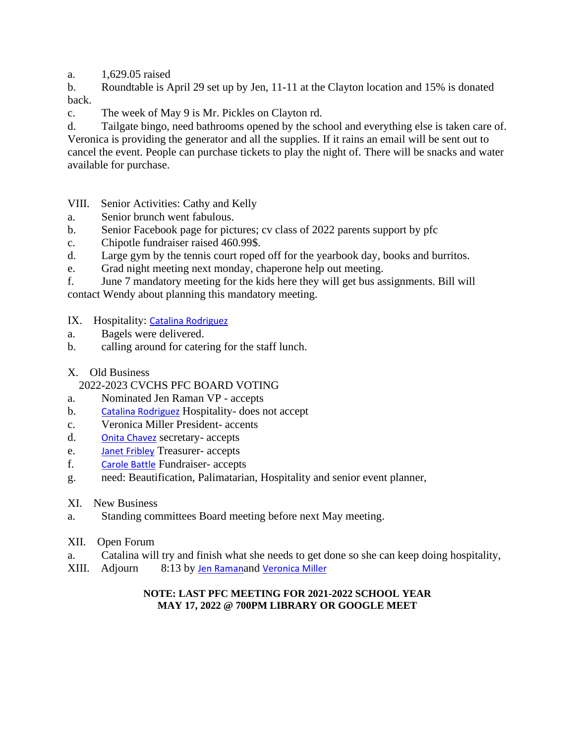a. 1,629.05 raised

b. Roundtable is April 29 set up by Jen, 11-11 at the Clayton location and 15% is donated back.

c. The week of May 9 is Mr. Pickles on Clayton rd.

d. Tailgate bingo, need bathrooms opened by the school and everything else is taken care of. Veronica is providing the generator and all the supplies. If it rains an email will be sent out to cancel the event. People can purchase tickets to play the night of. There will be snacks and water available for purchase.

VIII. Senior Activities: Cathy and Kelly

a. Senior brunch went fabulous.

b. Senior Facebook page for pictures; cv class of 2022 parents support by pfc

c. Chipotle fundraiser raised 460.99$.

d. Large gym by the tennis court roped off for the yearbook day, books and burritos.

e. Grad night meeting next monday, chaperone help out meeting.

f. June 7 mandatory meeting for the kids here they will get bus assignments. Bill will contact Wendy about planning this mandatory meeting.

IX. Hospitality: Catalina Rodriguez

a. Bagels were delivered.

b. calling around for catering for the staff lunch.

X. Old Business

2022-2023 CVCHS PFC BOARD VOTING

a. Nominated Jen Raman VP - accepts

b. Catalina Rodriguez Hospitality- does not accept

c. Veronica Miller President- accents

d. Onita Chavez secretary- accepts

e. Janet Fribley Treasurer- accepts

f. Carole Battle Fundraiser- accepts

g. need: Beautification, Palimatarian, Hospitality and senior event planner,

XI. New Business

a. Standing committees Board meeting before next May meeting.

XII. Open Forum

a. Catalina will try and finish what she needs to get done so she can keep doing hospitality,

XIII. Adjourn 8:13 by Jen Ramanand Veronica Miller

**NOTE: LAST PFC MEETING FOR 2021-2022 SCHOOL YEAR**
**MAY 17, 2022 @ 700PM LIBRARY OR GOOGLE MEET**